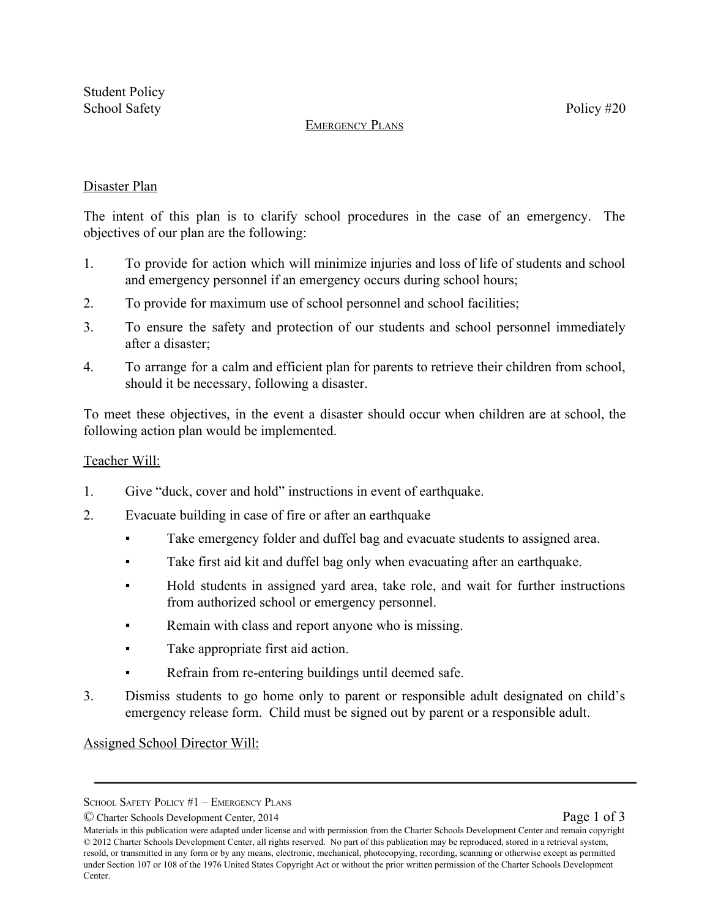Student Policy
School Safety Policy #20

# EMERGENCY PLANS

## Disaster Plan

The intent of this plan is to clarify school procedures in the case of an emergency. The objectives of our plan are the following:

1. To provide for action which will minimize injuries and loss of life of students and school and emergency personnel if an emergency occurs during school hours;
2. To provide for maximum use of school personnel and school facilities;
3. To ensure the safety and protection of our students and school personnel immediately after a disaster;
4. To arrange for a calm and efficient plan for parents to retrieve their children from school, should it be necessary, following a disaster.

To meet these objectives, in the event a disaster should occur when children are at school, the following action plan would be implemented.

### Teacher Will:

1. Give "duck, cover and hold" instructions in event of earthquake.
2. Evacuate building in case of fire or after an earthquake
   - Take emergency folder and duffel bag and evacuate students to assigned area.
   - Take first aid kit and duffel bag only when evacuating after an earthquake.
   - Hold students in assigned yard area, take role, and wait for further instructions from authorized school or emergency personnel.
   - Remain with class and report anyone who is missing.
   - Take appropriate first aid action.
   - Refrain from re-entering buildings until deemed safe.
3. Dismiss students to go home only to parent or responsible adult designated on child's emergency release form. Child must be signed out by parent or a responsible adult.

### Assigned School Director Will:

SCHOOL SAFETY POLICY #1 – EMERGENCY PLANS
© Charter Schools Development Center, 2014
Materials in this publication were adapted under license and with permission from the Charter Schools Development Center and remain copyright © 2012 Charter Schools Development Center, all rights reserved. No part of this publication may be reproduced, stored in a retrieval system, resold, or transmitted in any form or by any means, electronic, mechanical, photocopying, recording, scanning or otherwise except as permitted under Section 107 or 108 of the 1976 United States Copyright Act or without the prior written permission of the Charter Schools Development Center.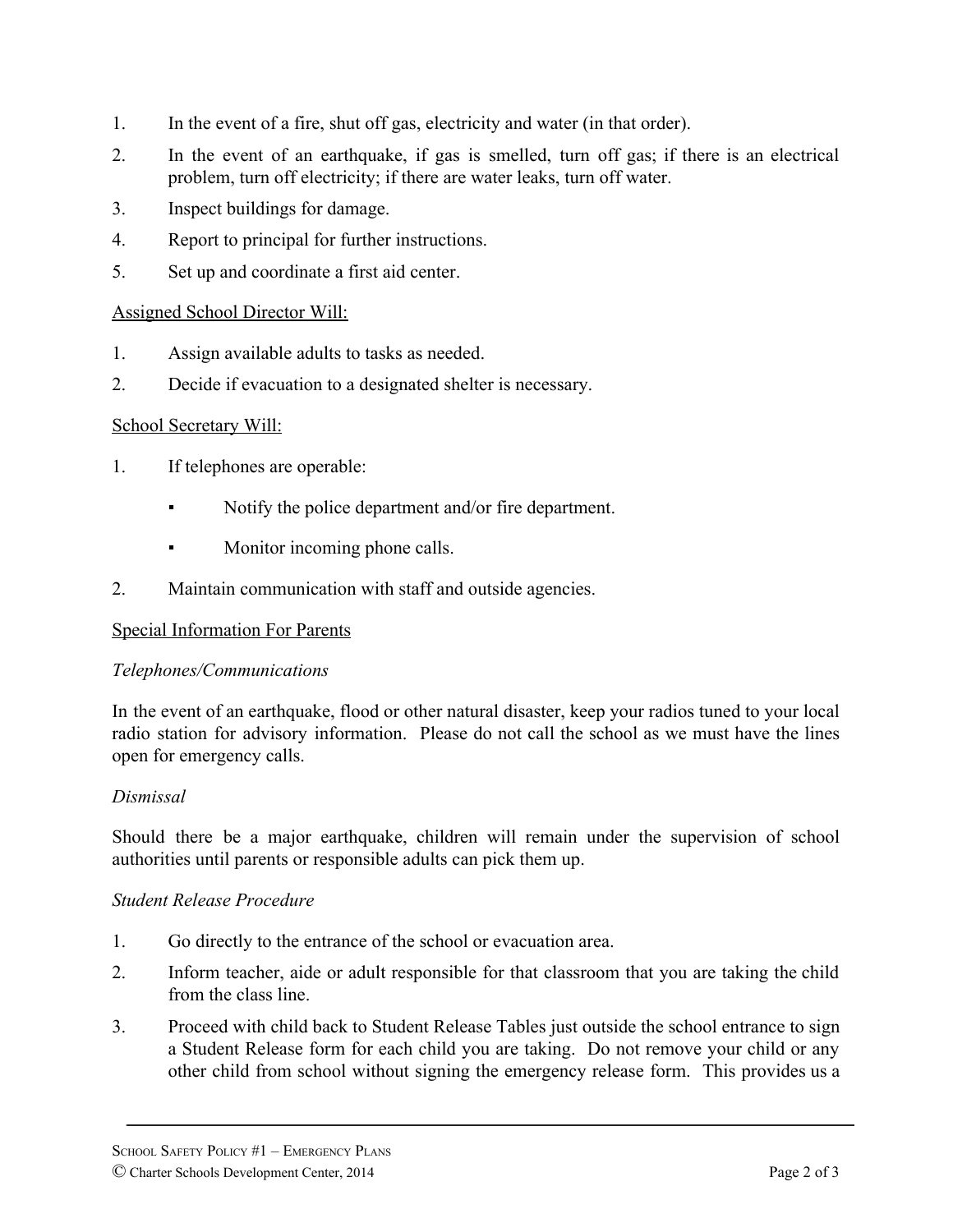1. In the event of a fire, shut off gas, electricity and water (in that order).
2. In the event of an earthquake, if gas is smelled, turn off gas; if there is an electrical problem, turn off electricity; if there are water leaks, turn off water.
3. Inspect buildings for damage.
4. Report to principal for further instructions.
5. Set up and coordinate a first aid center.

Assigned School Director Will:

1. Assign available adults to tasks as needed.
2. Decide if evacuation to a designated shelter is necessary.

School Secretary Will:

1. If telephones are operable:
   - Notify the police department and/or fire department.
   - Monitor incoming phone calls.
2. Maintain communication with staff and outside agencies.

Special Information For Parents

*Telephones/Communications*

In the event of an earthquake, flood or other natural disaster, keep your radios tuned to your local radio station for advisory information. Please do not call the school as we must have the lines open for emergency calls.

*Dismissal*

Should there be a major earthquake, children will remain under the supervision of school authorities until parents or responsible adults can pick them up.

*Student Release Procedure*

1. Go directly to the entrance of the school or evacuation area.
2. Inform teacher, aide or adult responsible for that classroom that you are taking the child from the class line.
3. Proceed with child back to Student Release Tables just outside the school entrance to sign a Student Release form for each child you are taking. Do not remove your child or any other child from school without signing the emergency release form. This provides us a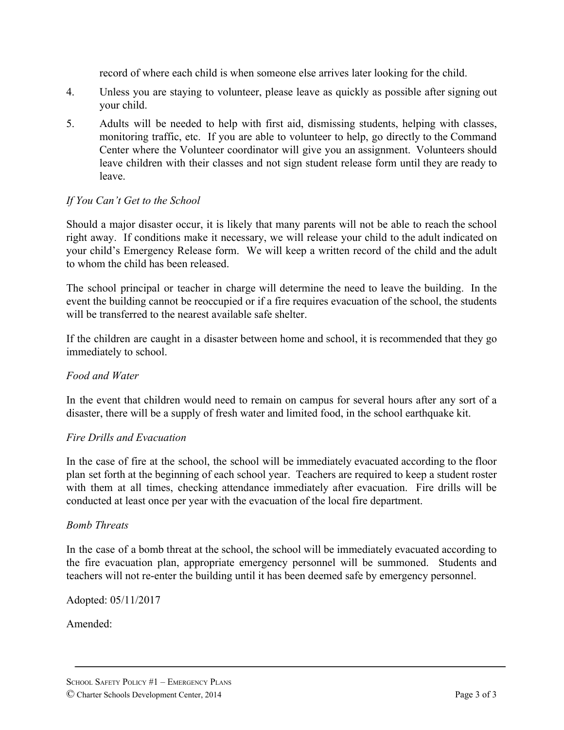record of where each child is when someone else arrives later looking for the child.

4. Unless you are staying to volunteer, please leave as quickly as possible after signing out your child.
5. Adults will be needed to help with first aid, dismissing students, helping with classes, monitoring traffic, etc. If you are able to volunteer to help, go directly to the Command Center where the Volunteer coordinator will give you an assignment. Volunteers should leave children with their classes and not sign student release form until they are ready to leave.

*If You Can't Get to the School*

Should a major disaster occur, it is likely that many parents will not be able to reach the school right away. If conditions make it necessary, we will release your child to the adult indicated on your child's Emergency Release form. We will keep a written record of the child and the adult to whom the child has been released.

The school principal or teacher in charge will determine the need to leave the building. In the event the building cannot be reoccupied or if a fire requires evacuation of the school, the students will be transferred to the nearest available safe shelter.

If the children are caught in a disaster between home and school, it is recommended that they go immediately to school.

*Food and Water*

In the event that children would need to remain on campus for several hours after any sort of a disaster, there will be a supply of fresh water and limited food, in the school earthquake kit.

*Fire Drills and Evacuation*

In the case of fire at the school, the school will be immediately evacuated according to the floor plan set forth at the beginning of each school year. Teachers are required to keep a student roster with them at all times, checking attendance immediately after evacuation. Fire drills will be conducted at least once per year with the evacuation of the local fire department.

*Bomb Threats*

In the case of a bomb threat at the school, the school will be immediately evacuated according to the fire evacuation plan, appropriate emergency personnel will be summoned. Students and teachers will not re-enter the building until it has been deemed safe by emergency personnel.

Adopted: 05/11/2017

Amended: